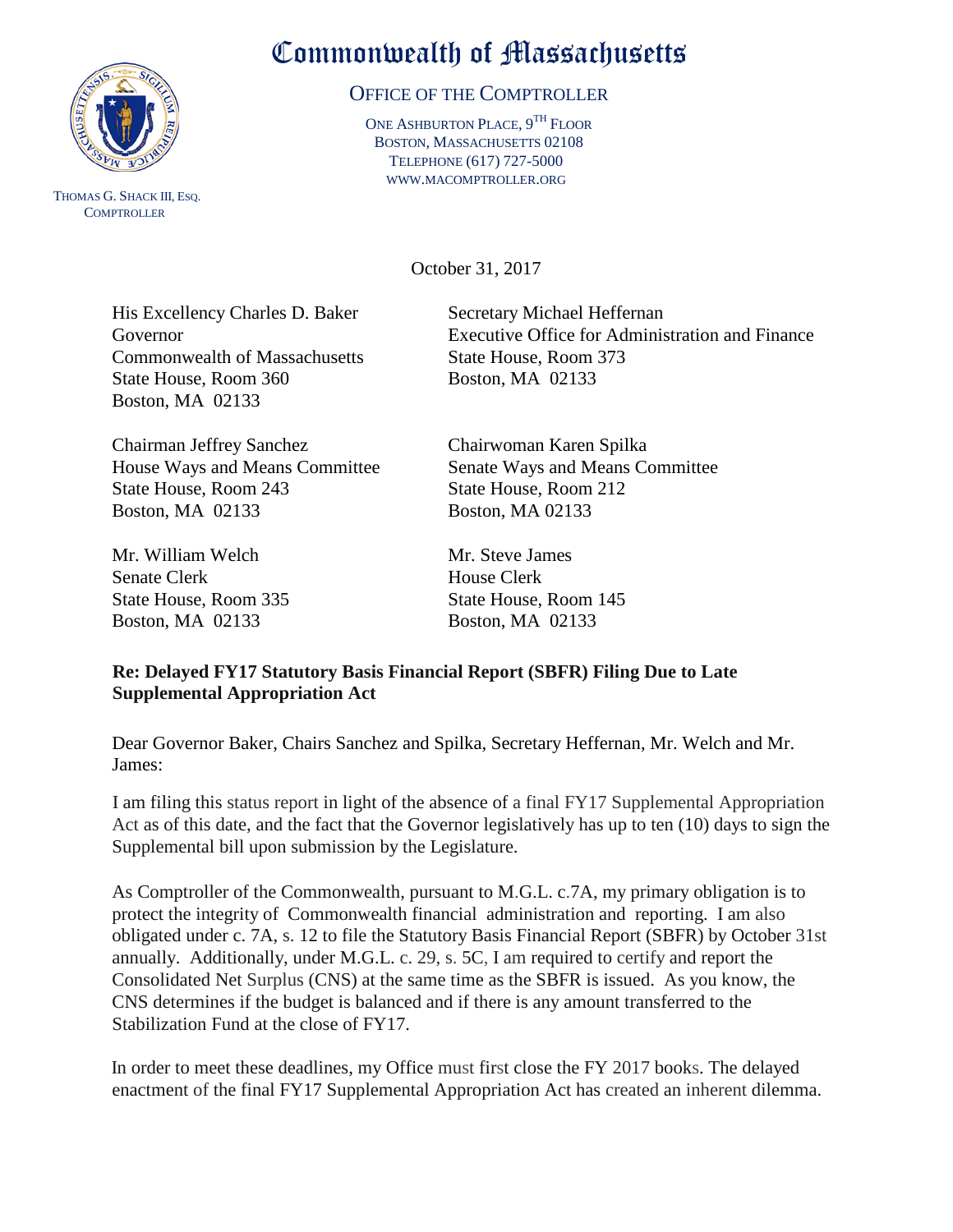# Commonwealth of Massachusetts

## OFFICE OF THE COMPTROLLER

ONE ASHBURTON PLACE, 9TH FLOOR
BOSTON, MASSACHUSETTS 02108
TELEPHONE (617) 727-5000
WWW.MACOMPTROLLER.ORG

THOMAS G. SHACK III, ESQ.
COMPTROLLER

October 31, 2017

His Excellency Charles D. Baker
Governor
Commonwealth of Massachusetts
State House, Room 360
Boston, MA 02133

Secretary Michael Heffernan
Executive Office for Administration and Finance
State House, Room 373
Boston, MA 02133

Chairman Jeffrey Sanchez
House Ways and Means Committee
State House, Room 243
Boston, MA 02133

Chairwoman Karen Spilka
Senate Ways and Means Committee
State House, Room 212
Boston, MA 02133

Mr. William Welch
Senate Clerk
State House, Room 335
Boston, MA 02133

Mr. Steve James
House Clerk
State House, Room 145
Boston, MA 02133

**Re: Delayed FY17 Statutory Basis Financial Report (SBFR) Filing Due to Late Supplemental Appropriation Act**

Dear Governor Baker, Chairs Sanchez and Spilka, Secretary Heffernan, Mr. Welch and Mr. James:

I am filing this status report in light of the absence of a final FY17 Supplemental Appropriation Act as of this date, and the fact that the Governor legislatively has up to ten (10) days to sign the Supplemental bill upon submission by the Legislature.

As Comptroller of the Commonwealth, pursuant to M.G.L. c.7A, my primary obligation is to protect the integrity of Commonwealth financial administration and reporting. I am also obligated under c. 7A, s. 12 to file the Statutory Basis Financial Report (SBFR) by October 31st annually. Additionally, under M.G.L. c. 29, s. 5C, I am required to certify and report the Consolidated Net Surplus (CNS) at the same time as the SBFR is issued. As you know, the CNS determines if the budget is balanced and if there is any amount transferred to the Stabilization Fund at the close of FY17.

In order to meet these deadlines, my Office must first close the FY 2017 books. The delayed enactment of the final FY17 Supplemental Appropriation Act has created an inherent dilemma.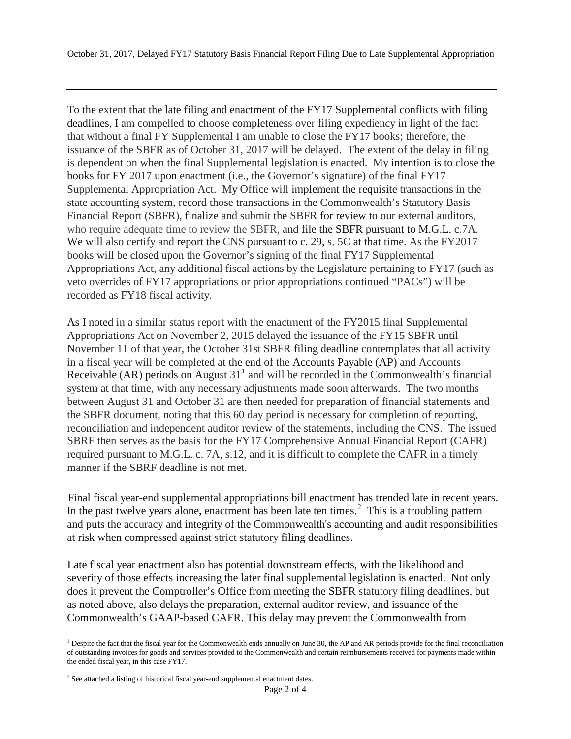To the extent that the late filing and enactment of the FY17 Supplemental conflicts with filing deadlines, I am compelled to choose completeness over filing expediency in light of the fact that without a final FY Supplemental I am unable to close the FY17 books; therefore, the issuance of the SBFR as of October 31, 2017 will be delayed. The extent of the delay in filing is dependent on when the final Supplemental legislation is enacted. My intention is to close the books for FY 2017 upon enactment (i.e., the Governor's signature) of the final FY17 Supplemental Appropriation Act. My Office will implement the requisite transactions in the state accounting system, record those transactions in the Commonwealth's Statutory Basis Financial Report (SBFR), finalize and submit the SBFR for review to our external auditors, who require adequate time to review the SBFR, and file the SBFR pursuant to M.G.L. c.7A. We will also certify and report the CNS pursuant to c. 29, s. 5C at that time. As the FY2017 books will be closed upon the Governor's signing of the final FY17 Supplemental Appropriations Act, any additional fiscal actions by the Legislature pertaining to FY17 (such as veto overrides of FY17 appropriations or prior appropriations continued "PACs") will be recorded as FY18 fiscal activity.

As I noted in a similar status report with the enactment of the FY2015 final Supplemental Appropriations Act on November 2, 2015 delayed the issuance of the FY15 SBFR until November 11 of that year, the October 31st SBFR filing deadline contemplates that all activity in a fiscal year will be completed at the end of the Accounts Payable (AP) and Accounts Receivable (AR) periods on August 31[1] and will be recorded in the Commonwealth's financial system at that time, with any necessary adjustments made soon afterwards. The two months between August 31 and October 31 are then needed for preparation of financial statements and the SBFR document, noting that this 60 day period is necessary for completion of reporting, reconciliation and independent auditor review of the statements, including the CNS. The issued SBRF then serves as the basis for the FY17 Comprehensive Annual Financial Report (CAFR) required pursuant to M.G.L. c. 7A, s.12, and it is difficult to complete the CAFR in a timely manner if the SBRF deadline is not met.

Final fiscal year-end supplemental appropriations bill enactment has trended late in recent years. In the past twelve years alone, enactment has been late ten times.[2] This is a troubling pattern and puts the accuracy and integrity of the Commonwealth's accounting and audit responsibilities at risk when compressed against strict statutory filing deadlines.

Late fiscal year enactment also has potential downstream effects, with the likelihood and severity of those effects increasing the later final supplemental legislation is enacted. Not only does it prevent the Comptroller's Office from meeting the SBFR statutory filing deadlines, but as noted above, also delays the preparation, external auditor review, and issuance of the Commonwealth's GAAP-based CAFR. This delay may prevent the Commonwealth from

---

[1] Despite the fact that the fiscal year for the Commonwealth ends annually on June 30, the AP and AR periods provide for the final reconciliation of outstanding invoices for goods and services provided to the Commonwealth and certain reimbursements received for payments made within the ended fiscal year, in this case FY17.

[2] See attached a listing of historical fiscal year-end supplemental enactment dates.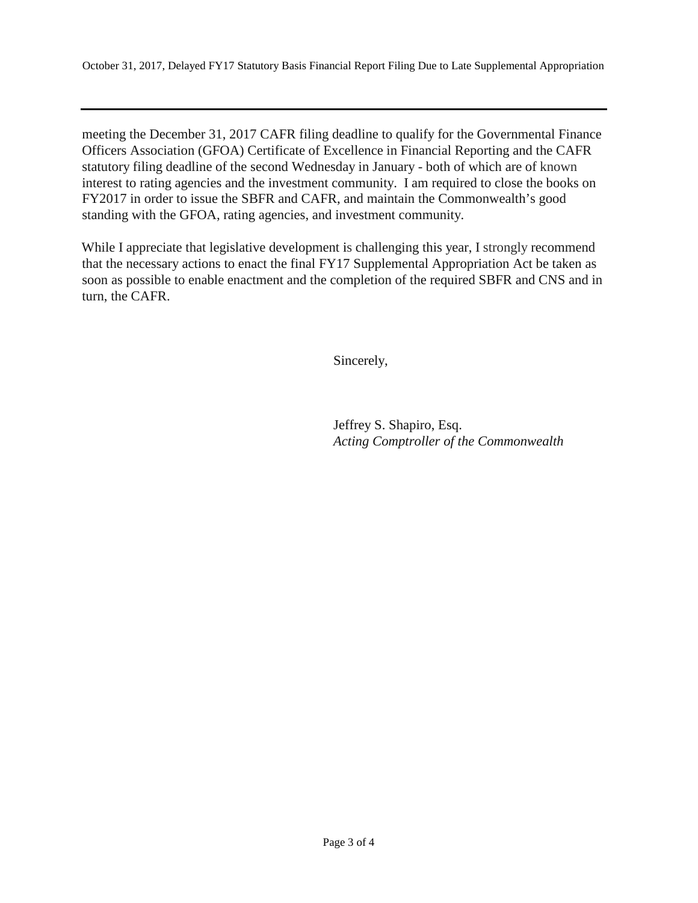meeting the December 31, 2017 CAFR filing deadline to qualify for the Governmental Finance Officers Association (GFOA) Certificate of Excellence in Financial Reporting and the CAFR statutory filing deadline of the second Wednesday in January - both of which are of known interest to rating agencies and the investment community. I am required to close the books on FY2017 in order to issue the SBFR and CAFR, and maintain the Commonwealth's good standing with the GFOA, rating agencies, and investment community.

While I appreciate that legislative development is challenging this year, I strongly recommend that the necessary actions to enact the final FY17 Supplemental Appropriation Act be taken as soon as possible to enable enactment and the completion of the required SBFR and CNS and in turn, the CAFR.

Sincerely,

Jeffrey S. Shapiro, Esq.
*Acting Comptroller of the Commonwealth*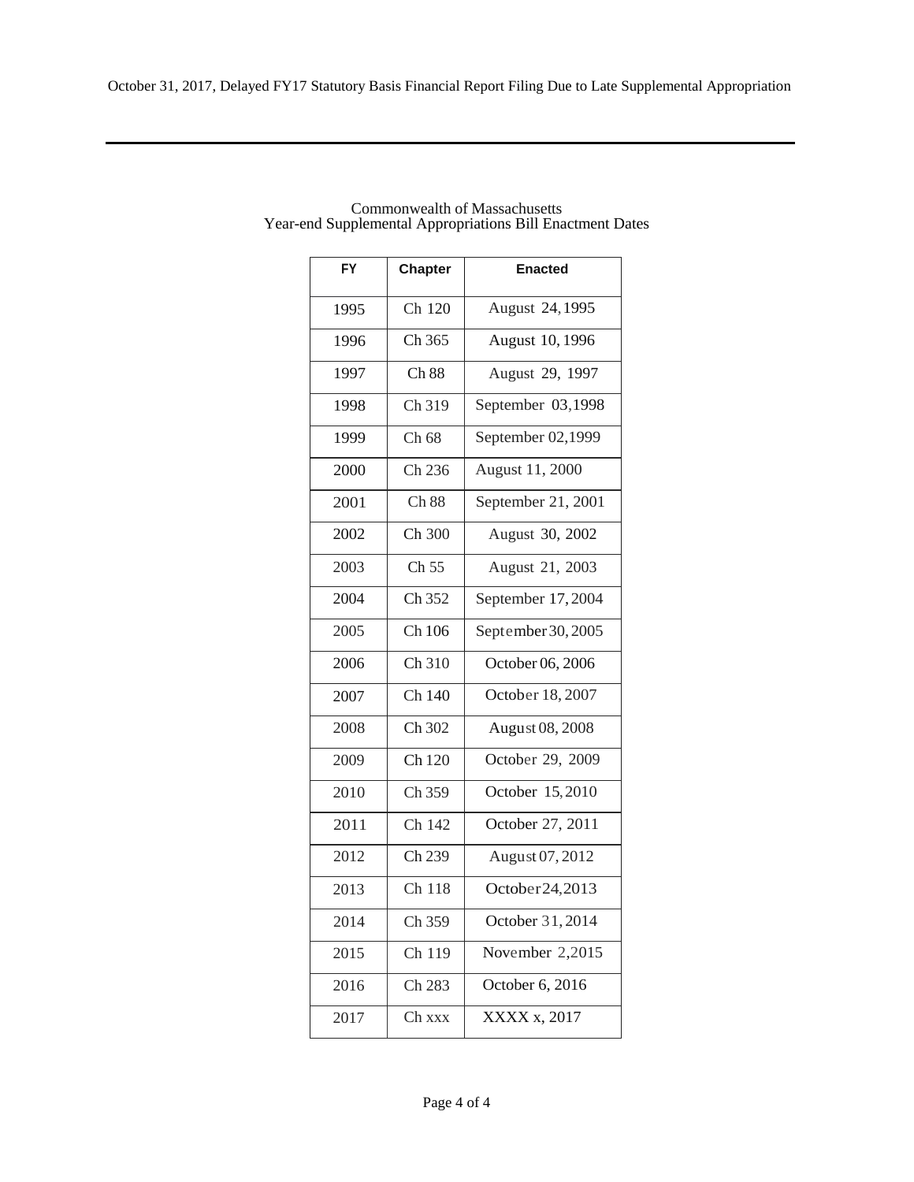Commonwealth of Massachusetts
Year-end Supplemental Appropriations Bill Enactment Dates

| FY | Chapter | Enacted |
|---|---|---|
| 1995 | Ch 120 | August 24, 1995 |
| 1996 | Ch 365 | August 10, 1996 |
| 1997 | Ch 88 | August 29, 1997 |
| 1998 | Ch 319 | September 03,1998 |
| 1999 | Ch 68 | September 02,1999 |
| 2000 | Ch 236 | August 11, 2000 |
| 2001 | Ch 88 | September 21, 2001 |
| 2002 | Ch 300 | August 30, 2002 |
| 2003 | Ch 55 | August 21, 2003 |
| 2004 | Ch 352 | September 17, 2004 |
| 2005 | Ch 106 | September 30, 2005 |
| 2006 | Ch 310 | October 06, 2006 |
| 2007 | Ch 140 | October 18, 2007 |
| 2008 | Ch 302 | August 08, 2008 |
| 2009 | Ch 120 | October 29, 2009 |
| 2010 | Ch 359 | October 15, 2010 |
| 2011 | Ch 142 | October 27, 2011 |
| 2012 | Ch 239 | August 07, 2012 |
| 2013 | Ch 118 | October 24, 2013 |
| 2014 | Ch 359 | October 31, 2014 |
| 2015 | Ch 119 | November 2, 2015 |
| 2016 | Ch 283 | October 6, 2016 |
| 2017 | Ch xxx | XXXX x, 2017 |